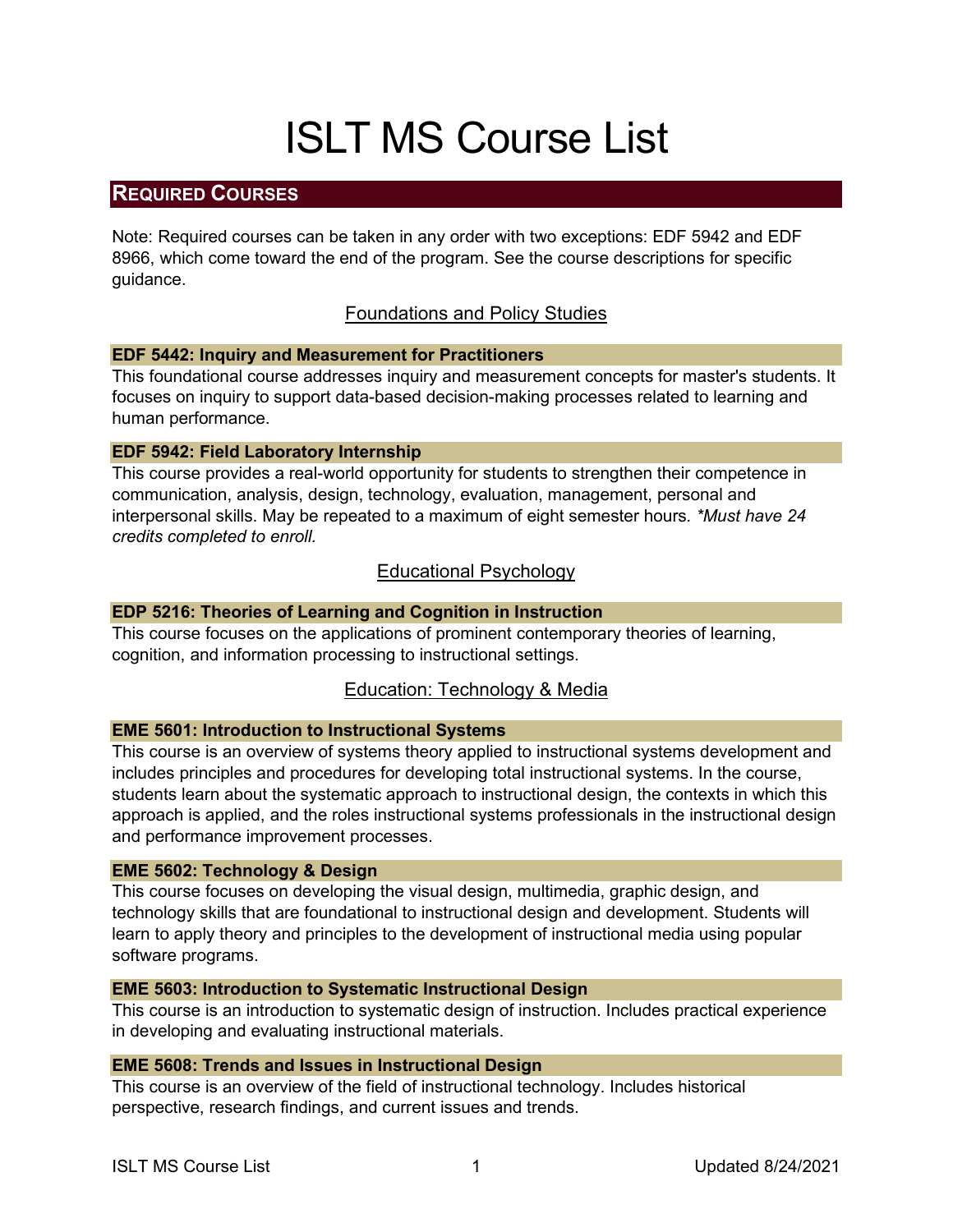# ISLT MS Course List

## Required Courses

Note: Required courses can be taken in any order with two exceptions: EDF 5942 and EDF 8966, which come toward the end of the program. See the course descriptions for specific guidance.

### Foundations and Policy Studies

#### EDF 5442: Inquiry and Measurement for Practitioners

This foundational course addresses inquiry and measurement concepts for master's students. It focuses on inquiry to support data-based decision-making processes related to learning and human performance.

#### EDF 5942: Field Laboratory Internship

This course provides a real-world opportunity for students to strengthen their competence in communication, analysis, design, technology, evaluation, management, personal and interpersonal skills. May be repeated to a maximum of eight semester hours. *\*Must have 24 credits completed to enroll.*

### Educational Psychology

#### EDP 5216: Theories of Learning and Cognition in Instruction

This course focuses on the applications of prominent contemporary theories of learning, cognition, and information processing to instructional settings.

### Education: Technology & Media

#### EME 5601: Introduction to Instructional Systems

This course is an overview of systems theory applied to instructional systems development and includes principles and procedures for developing total instructional systems. In the course, students learn about the systematic approach to instructional design, the contexts in which this approach is applied, and the roles instructional systems professionals in the instructional design and performance improvement processes.

#### EME 5602: Technology & Design

This course focuses on developing the visual design, multimedia, graphic design, and technology skills that are foundational to instructional design and development. Students will learn to apply theory and principles to the development of instructional media using popular software programs.

#### EME 5603: Introduction to Systematic Instructional Design

This course is an introduction to systematic design of instruction. Includes practical experience in developing and evaluating instructional materials.

#### EME 5608: Trends and Issues in Instructional Design

This course is an overview of the field of instructional technology. Includes historical perspective, research findings, and current issues and trends.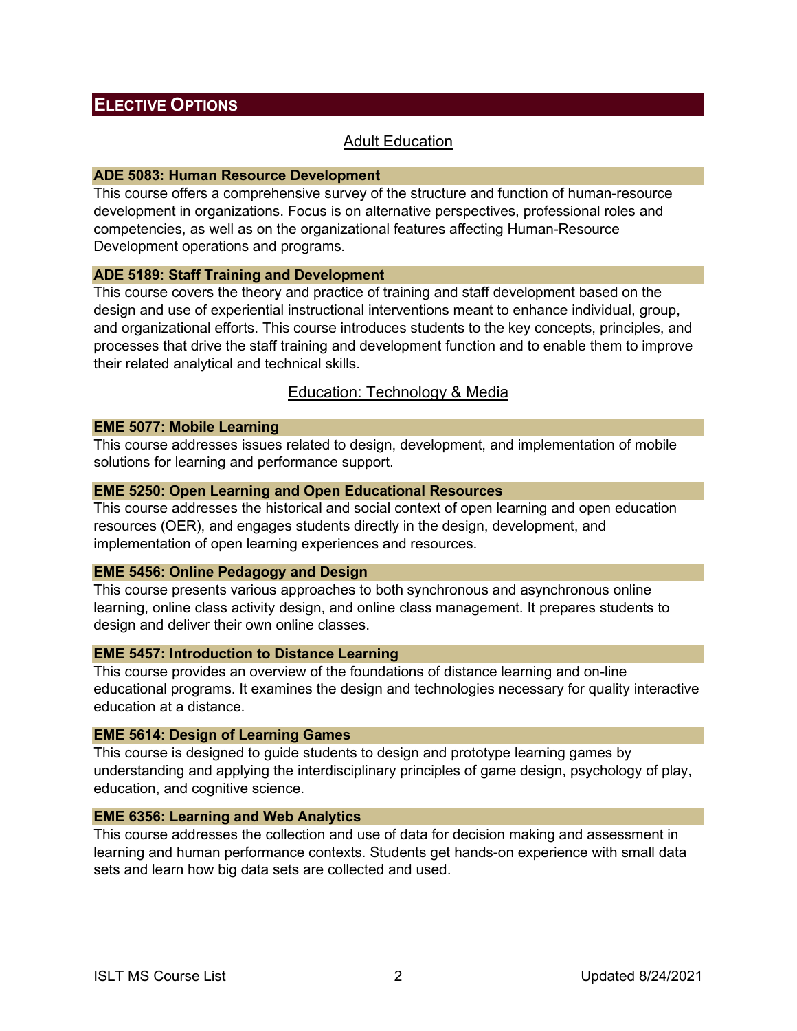## Elective Options

### Adult Education

#### ADE 5083: Human Resource Development

This course offers a comprehensive survey of the structure and function of human-resource development in organizations. Focus is on alternative perspectives, professional roles and competencies, as well as on the organizational features affecting Human-Resource Development operations and programs.

#### ADE 5189: Staff Training and Development

This course covers the theory and practice of training and staff development based on the design and use of experiential instructional interventions meant to enhance individual, group, and organizational efforts. This course introduces students to the key concepts, principles, and processes that drive the staff training and development function and to enable them to improve their related analytical and technical skills.

### Education: Technology & Media

#### EME 5077: Mobile Learning

This course addresses issues related to design, development, and implementation of mobile solutions for learning and performance support.

#### EME 5250: Open Learning and Open Educational Resources

This course addresses the historical and social context of open learning and open education resources (OER), and engages students directly in the design, development, and implementation of open learning experiences and resources.

#### EME 5456: Online Pedagogy and Design

This course presents various approaches to both synchronous and asynchronous online learning, online class activity design, and online class management. It prepares students to design and deliver their own online classes.

#### EME 5457: Introduction to Distance Learning

This course provides an overview of the foundations of distance learning and on-line educational programs. It examines the design and technologies necessary for quality interactive education at a distance.

#### EME 5614: Design of Learning Games

This course is designed to guide students to design and prototype learning games by understanding and applying the interdisciplinary principles of game design, psychology of play, education, and cognitive science.

#### EME 6356: Learning and Web Analytics

This course addresses the collection and use of data for decision making and assessment in learning and human performance contexts. Students get hands-on experience with small data sets and learn how big data sets are collected and used.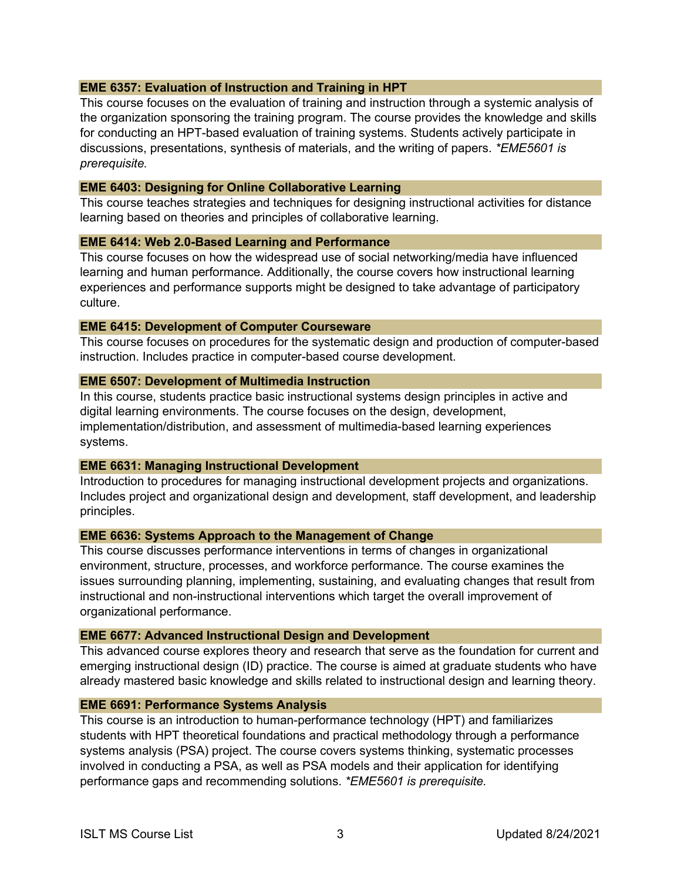**EME 6357: Evaluation of Instruction and Training in HPT**

This course focuses on the evaluation of training and instruction through a systemic analysis of the organization sponsoring the training program. The course provides the knowledge and skills for conducting an HPT-based evaluation of training systems. Students actively participate in discussions, presentations, synthesis of materials, and the writing of papers. *\*EME5601 is prerequisite.*

**EME 6403: Designing for Online Collaborative Learning**

This course teaches strategies and techniques for designing instructional activities for distance learning based on theories and principles of collaborative learning.

**EME 6414: Web 2.0-Based Learning and Performance**

This course focuses on how the widespread use of social networking/media have influenced learning and human performance. Additionally, the course covers how instructional learning experiences and performance supports might be designed to take advantage of participatory culture.

**EME 6415: Development of Computer Courseware**

This course focuses on procedures for the systematic design and production of computer-based instruction. Includes practice in computer-based course development.

**EME 6507: Development of Multimedia Instruction**

In this course, students practice basic instructional systems design principles in active and digital learning environments. The course focuses on the design, development, implementation/distribution, and assessment of multimedia-based learning experiences systems.

**EME 6631: Managing Instructional Development**

Introduction to procedures for managing instructional development projects and organizations. Includes project and organizational design and development, staff development, and leadership principles.

**EME 6636: Systems Approach to the Management of Change**

This course discusses performance interventions in terms of changes in organizational environment, structure, processes, and workforce performance. The course examines the issues surrounding planning, implementing, sustaining, and evaluating changes that result from instructional and non-instructional interventions which target the overall improvement of organizational performance.

**EME 6677: Advanced Instructional Design and Development**

This advanced course explores theory and research that serve as the foundation for current and emerging instructional design (ID) practice. The course is aimed at graduate students who have already mastered basic knowledge and skills related to instructional design and learning theory.

**EME 6691: Performance Systems Analysis**

This course is an introduction to human-performance technology (HPT) and familiarizes students with HPT theoretical foundations and practical methodology through a performance systems analysis (PSA) project. The course covers systems thinking, systematic processes involved in conducting a PSA, as well as PSA models and their application for identifying performance gaps and recommending solutions. *\*EME5601 is prerequisite.*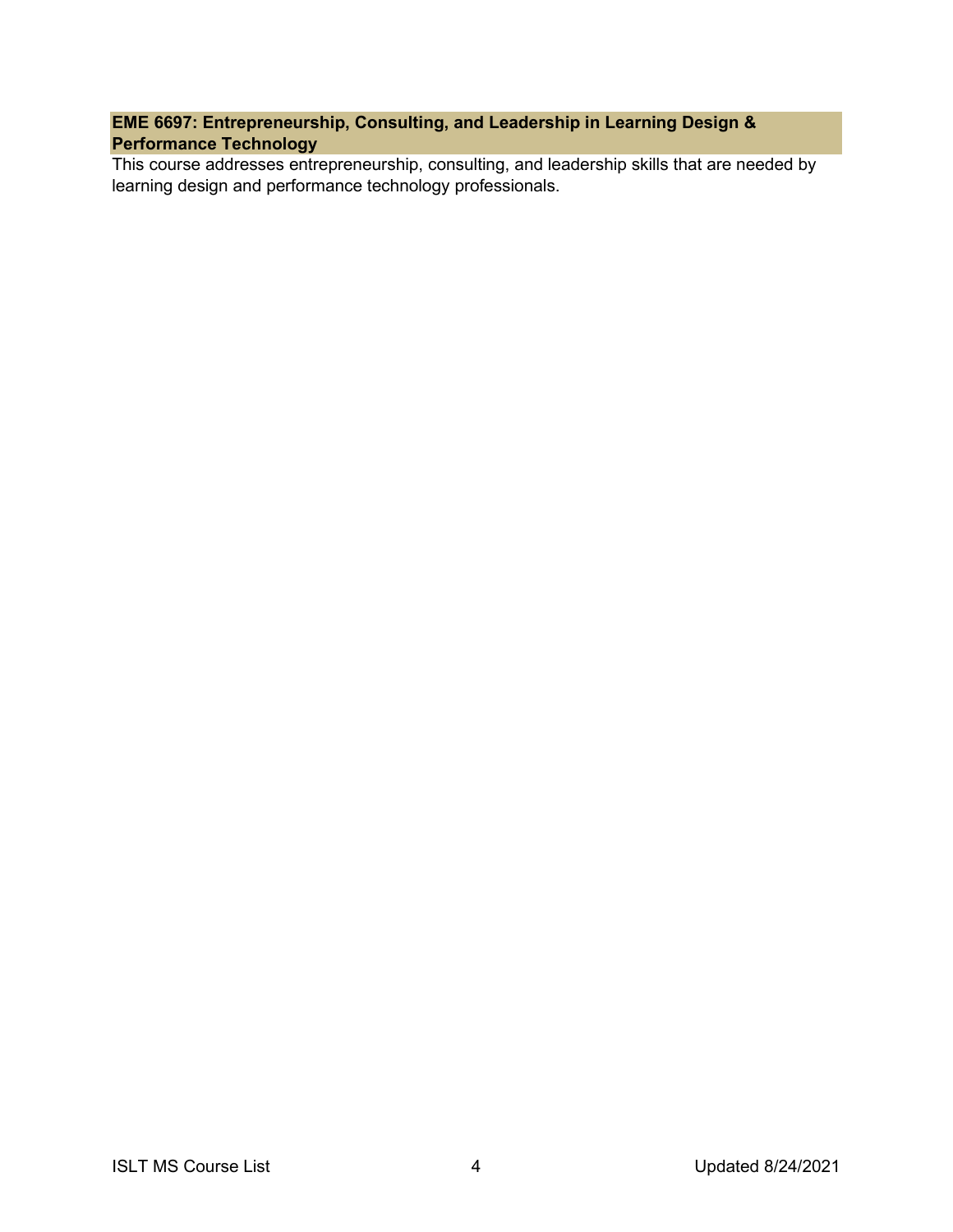### EME 6697: Entrepreneurship, Consulting, and Leadership in Learning Design & Performance Technology

This course addresses entrepreneurship, consulting, and leadership skills that are needed by learning design and performance technology professionals.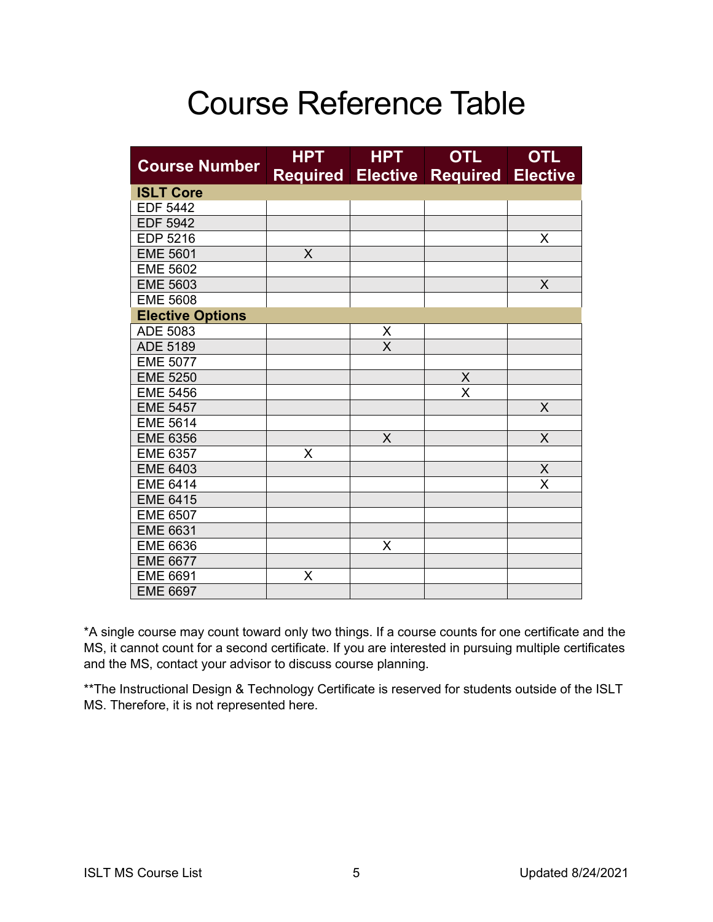# Course Reference Table

| Course Number | HPT Required | HPT Elective | OTL Required | OTL Elective |
|---|---|---|---|---|
| **ISLT Core** | | | | |
| EDF 5442 | | | | |
| EDF 5942 | | | | |
| EDP 5216 | | | | X |
| EME 5601 | X | | | |
| EME 5602 | | | | |
| EME 5603 | | | | X |
| EME 5608 | | | | |
| **Elective Options** | | | | |
| ADE 5083 | | X | | |
| ADE 5189 | | X | | |
| EME 5077 | | | | |
| EME 5250 | | | X | |
| EME 5456 | | | X | |
| EME 5457 | | | | X |
| EME 5614 | | | | |
| EME 6356 | | X | | X |
| EME 6357 | X | | | |
| EME 6403 | | | | X |
| EME 6414 | | | | X |
| EME 6415 | | | | |
| EME 6507 | | | | |
| EME 6631 | | | | |
| EME 6636 | | X | | |
| EME 6677 | | | | |
| EME 6691 | X | | | |
| EME 6697 | | | | |

*A single course may count toward only two things. If a course counts for one certificate and the MS, it cannot count for a second certificate. If you are interested in pursuing multiple certificates and the MS, contact your advisor to discuss course planning.

**The Instructional Design & Technology Certificate is reserved for students outside of the ISLT MS. Therefore, it is not represented here.